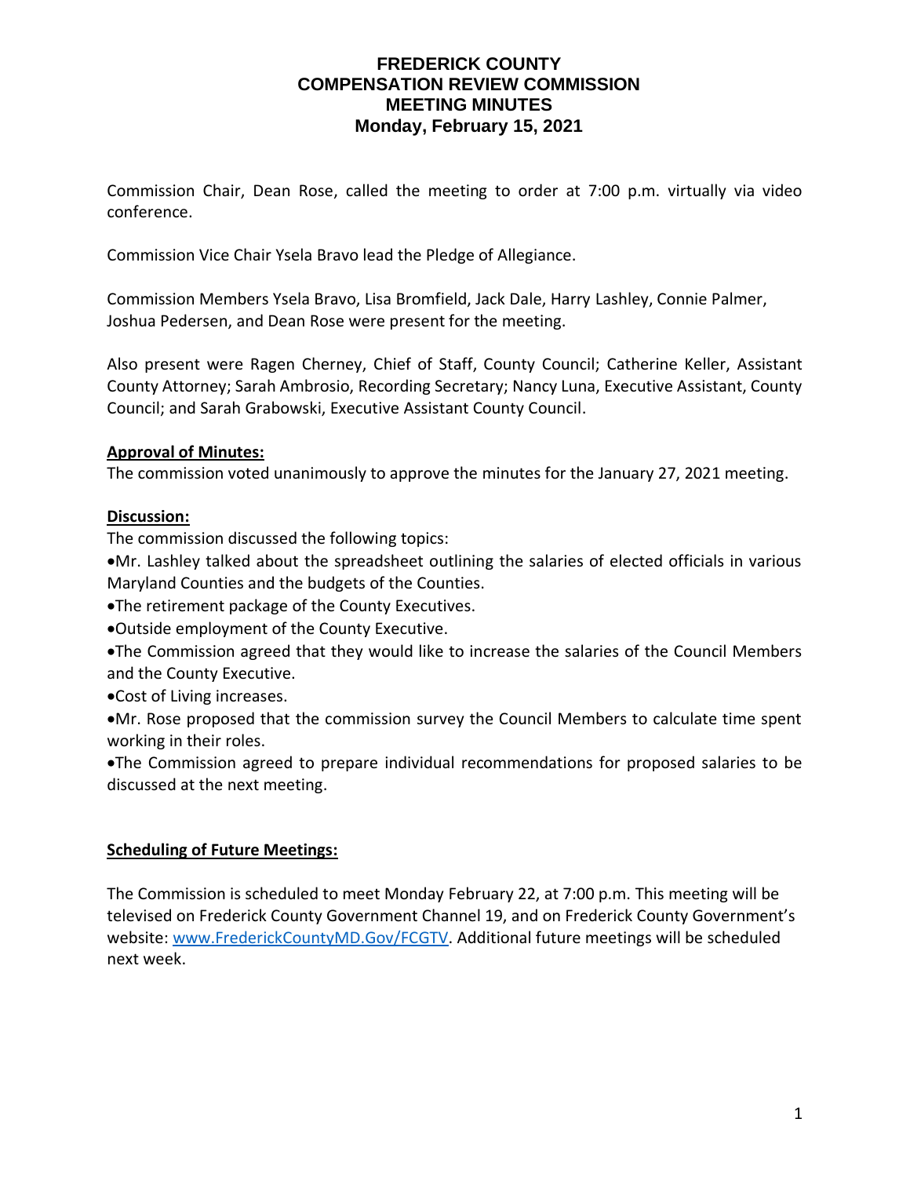# FREDERICK COUNTY
# COMPENSATION REVIEW COMMISSION
# MEETING MINUTES
## Monday, February 15, 2021

Commission Chair, Dean Rose, called the meeting to order at 7:00 p.m. virtually via video conference.

Commission Vice Chair Ysela Bravo lead the Pledge of Allegiance.

Commission Members Ysela Bravo, Lisa Bromfield, Jack Dale, Harry Lashley, Connie Palmer, Joshua Pedersen, and Dean Rose were present for the meeting.

Also present were Ragen Cherney, Chief of Staff, County Council; Catherine Keller, Assistant County Attorney; Sarah Ambrosio, Recording Secretary; Nancy Luna, Executive Assistant, County Council; and Sarah Grabowski, Executive Assistant County Council.

**Approval of Minutes:**

The commission voted unanimously to approve the minutes for the January 27, 2021 meeting.

**Discussion:**

The commission discussed the following topics:

- Mr. Lashley talked about the spreadsheet outlining the salaries of elected officials in various Maryland Counties and the budgets of the Counties.
- The retirement package of the County Executives.
- Outside employment of the County Executive.
- The Commission agreed that they would like to increase the salaries of the Council Members and the County Executive.
- Cost of Living increases.
- Mr. Rose proposed that the commission survey the Council Members to calculate time spent working in their roles.
- The Commission agreed to prepare individual recommendations for proposed salaries to be discussed at the next meeting.

**Scheduling of Future Meetings:**

The Commission is scheduled to meet Monday February 22, at 7:00 p.m. This meeting will be televised on Frederick County Government Channel 19, and on Frederick County Government's website: www.FrederickCountyMD.Gov/FCGTV. Additional future meetings will be scheduled next week.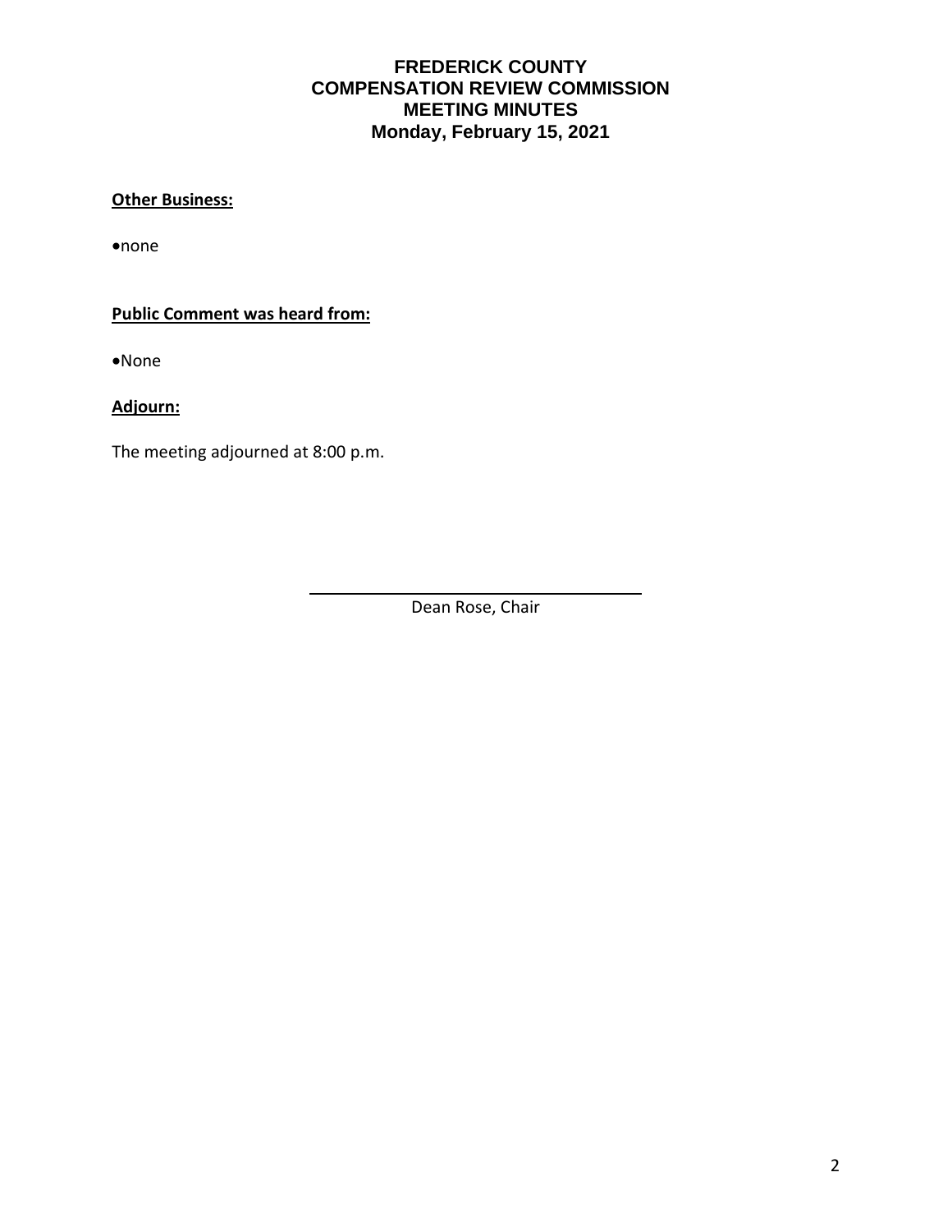# FREDERICK COUNTY
# COMPENSATION REVIEW COMMISSION
# MEETING MINUTES
# Monday, February 15, 2021

**Other Business:**

- none

**Public Comment was heard from:**

- None

**Adjourn:**

The meeting adjourned at 8:00 p.m.

\_\_\_\_\_\_\_\_\_\_\_\_\_\_\_\_\_\_\_\_\_\_\_\_\_\_\_\_\_\_\_\_

Dean Rose, Chair